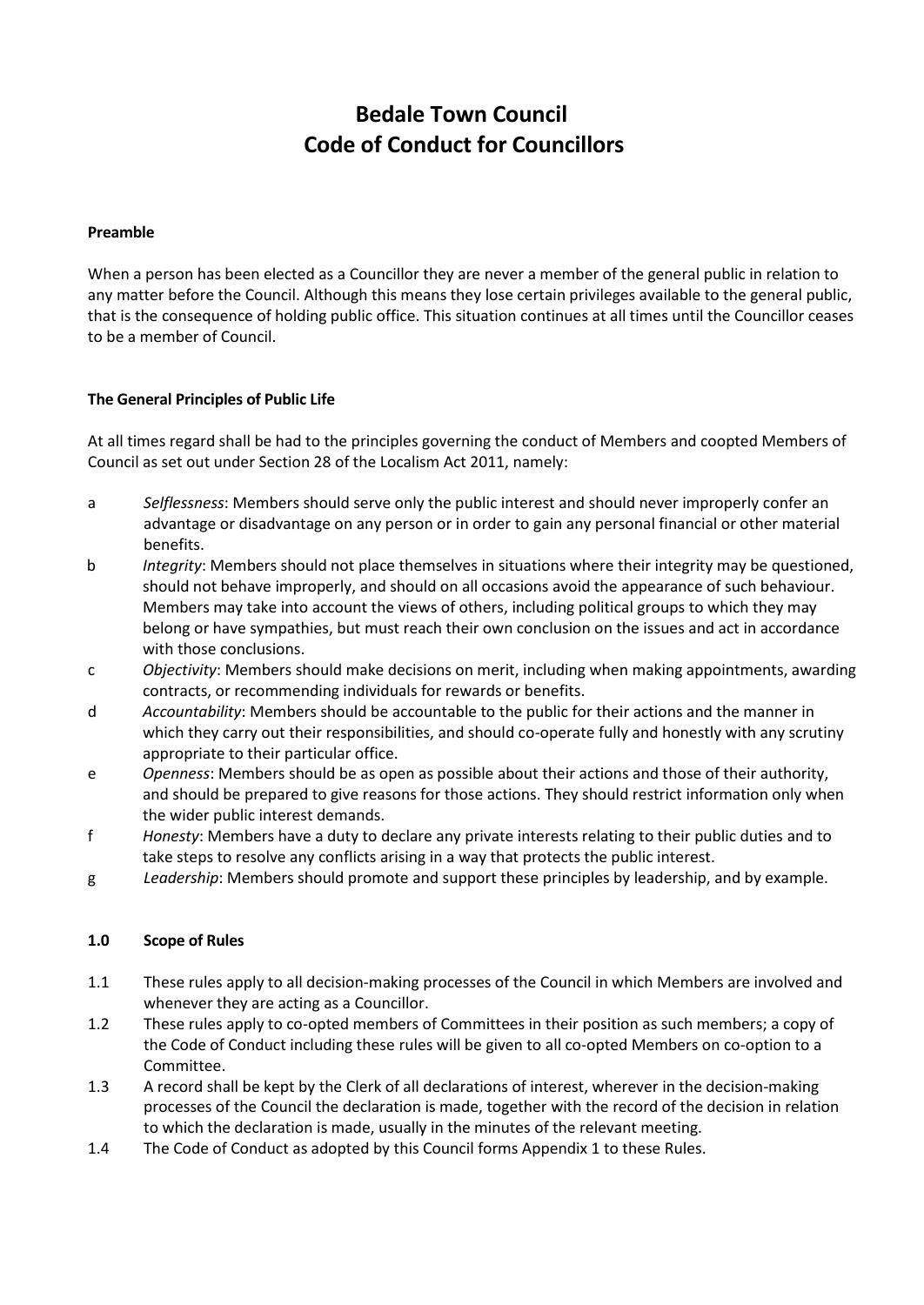# Bedale Town Council
# Code of Conduct for Councillors

**Preamble**

When a person has been elected as a Councillor they are never a member of the general public in relation to any matter before the Council. Although this means they lose certain privileges available to the general public, that is the consequence of holding public office. This situation continues at all times until the Councillor ceases to be a member of Council.

**The General Principles of Public Life**

At all times regard shall be had to the principles governing the conduct of Members and coopted Members of Council as set out under Section 28 of the Localism Act 2011, namely:

a *Selflessness*: Members should serve only the public interest and should never improperly confer an advantage or disadvantage on any person or in order to gain any personal financial or other material benefits.

b *Integrity*: Members should not place themselves in situations where their integrity may be questioned, should not behave improperly, and should on all occasions avoid the appearance of such behaviour. Members may take into account the views of others, including political groups to which they may belong or have sympathies, but must reach their own conclusion on the issues and act in accordance with those conclusions.

c *Objectivity*: Members should make decisions on merit, including when making appointments, awarding contracts, or recommending individuals for rewards or benefits.

d *Accountability*: Members should be accountable to the public for their actions and the manner in which they carry out their responsibilities, and should co-operate fully and honestly with any scrutiny appropriate to their particular office.

e *Openness*: Members should be as open as possible about their actions and those of their authority, and should be prepared to give reasons for those actions. They should restrict information only when the wider public interest demands.

f *Honesty*: Members have a duty to declare any private interests relating to their public duties and to take steps to resolve any conflicts arising in a way that protects the public interest.

g *Leadership*: Members should promote and support these principles by leadership, and by example.

**1.0 Scope of Rules**

1.1 These rules apply to all decision-making processes of the Council in which Members are involved and whenever they are acting as a Councillor.

1.2 These rules apply to co-opted members of Committees in their position as such members; a copy of the Code of Conduct including these rules will be given to all co-opted Members on co-option to a Committee.

1.3 A record shall be kept by the Clerk of all declarations of interest, wherever in the decision-making processes of the Council the declaration is made, together with the record of the decision in relation to which the declaration is made, usually in the minutes of the relevant meeting.

1.4 The Code of Conduct as adopted by this Council forms Appendix 1 to these Rules.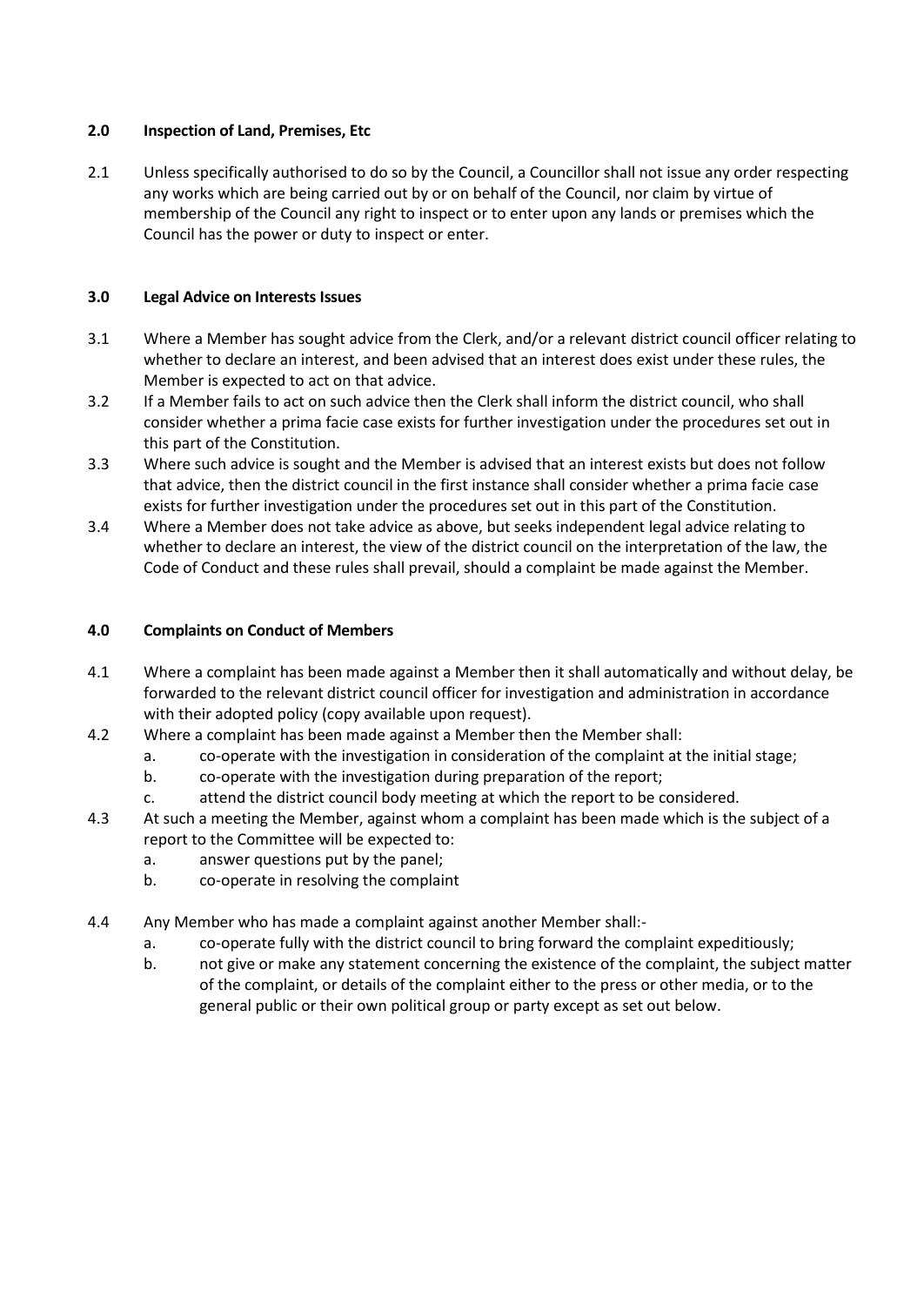## 2.0 Inspection of Land, Premises, Etc

2.1 Unless specifically authorised to do so by the Council, a Councillor shall not issue any order respecting any works which are being carried out by or on behalf of the Council, nor claim by virtue of membership of the Council any right to inspect or to enter upon any lands or premises which the Council has the power or duty to inspect or enter.

## 3.0 Legal Advice on Interests Issues

3.1 Where a Member has sought advice from the Clerk, and/or a relevant district council officer relating to whether to declare an interest, and been advised that an interest does exist under these rules, the Member is expected to act on that advice.

3.2 If a Member fails to act on such advice then the Clerk shall inform the district council, who shall consider whether a prima facie case exists for further investigation under the procedures set out in this part of the Constitution.

3.3 Where such advice is sought and the Member is advised that an interest exists but does not follow that advice, then the district council in the first instance shall consider whether a prima facie case exists for further investigation under the procedures set out in this part of the Constitution.

3.4 Where a Member does not take advice as above, but seeks independent legal advice relating to whether to declare an interest, the view of the district council on the interpretation of the law, the Code of Conduct and these rules shall prevail, should a complaint be made against the Member.

## 4.0 Complaints on Conduct of Members

4.1 Where a complaint has been made against a Member then it shall automatically and without delay, be forwarded to the relevant district council officer for investigation and administration in accordance with their adopted policy (copy available upon request).

4.2 Where a complaint has been made against a Member then the Member shall:
   a. co-operate with the investigation in consideration of the complaint at the initial stage;
   b. co-operate with the investigation during preparation of the report;
   c. attend the district council body meeting at which the report to be considered.

4.3 At such a meeting the Member, against whom a complaint has been made which is the subject of a report to the Committee will be expected to:
   a. answer questions put by the panel;
   b. co-operate in resolving the complaint

4.4 Any Member who has made a complaint against another Member shall:-
   a. co-operate fully with the district council to bring forward the complaint expeditiously;
   b. not give or make any statement concerning the existence of the complaint, the subject matter of the complaint, or details of the complaint either to the press or other media, or to the general public or their own political group or party except as set out below.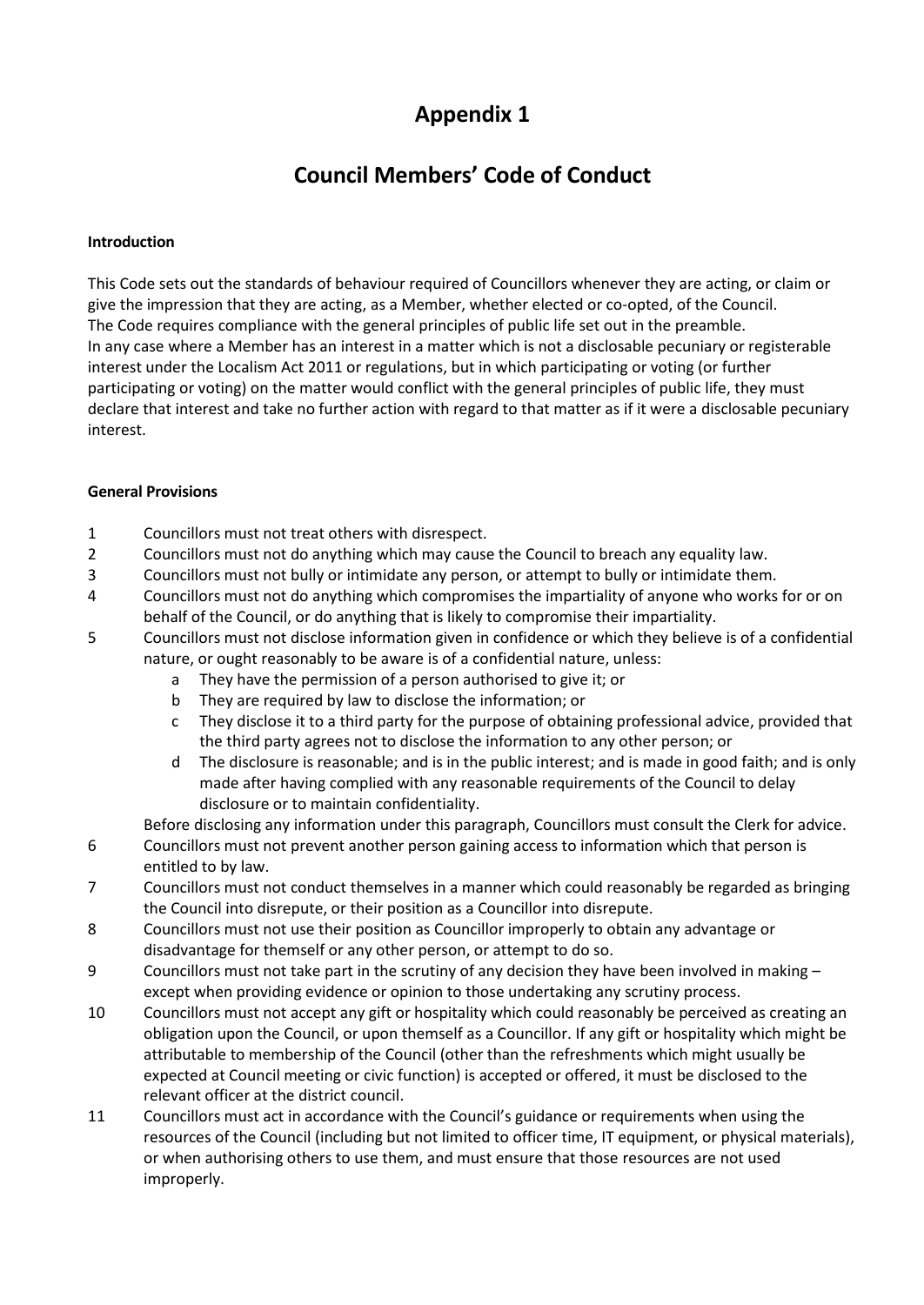# Appendix 1

## Council Members' Code of Conduct

**Introduction**

This Code sets out the standards of behaviour required of Councillors whenever they are acting, or claim or give the impression that they are acting, as a Member, whether elected or co-opted, of the Council.
The Code requires compliance with the general principles of public life set out in the preamble.
In any case where a Member has an interest in a matter which is not a disclosable pecuniary or registerable interest under the Localism Act 2011 or regulations, but in which participating or voting (or further participating or voting) on the matter would conflict with the general principles of public life, they must declare that interest and take no further action with regard to that matter as if it were a disclosable pecuniary interest.

**General Provisions**

1. Councillors must not treat others with disrespect.
2. Councillors must not do anything which may cause the Council to breach any equality law.
3. Councillors must not bully or intimidate any person, or attempt to bully or intimidate them.
4. Councillors must not do anything which compromises the impartiality of anyone who works for or on behalf of the Council, or do anything that is likely to compromise their impartiality.
5. Councillors must not disclose information given in confidence or which they believe is of a confidential nature, or ought reasonably to be aware is of a confidential nature, unless:
   a. They have the permission of a person authorised to give it; or
   b. They are required by law to disclose the information; or
   c. They disclose it to a third party for the purpose of obtaining professional advice, provided that the third party agrees not to disclose the information to any other person; or
   d. The disclosure is reasonable; and is in the public interest; and is made in good faith; and is only made after having complied with any reasonable requirements of the Council to delay disclosure or to maintain confidentiality.

   Before disclosing any information under this paragraph, Councillors must consult the Clerk for advice.
6. Councillors must not prevent another person gaining access to information which that person is entitled to by law.
7. Councillors must not conduct themselves in a manner which could reasonably be regarded as bringing the Council into disrepute, or their position as a Councillor into disrepute.
8. Councillors must not use their position as Councillor improperly to obtain any advantage or disadvantage for themself or any other person, or attempt to do so.
9. Councillors must not take part in the scrutiny of any decision they have been involved in making – except when providing evidence or opinion to those undertaking any scrutiny process.
10. Councillors must not accept any gift or hospitality which could reasonably be perceived as creating an obligation upon the Council, or upon themself as a Councillor. If any gift or hospitality which might be attributable to membership of the Council (other than the refreshments which might usually be expected at Council meeting or civic function) is accepted or offered, it must be disclosed to the relevant officer at the district council.
11. Councillors must act in accordance with the Council's guidance or requirements when using the resources of the Council (including but not limited to officer time, IT equipment, or physical materials), or when authorising others to use them, and must ensure that those resources are not used improperly.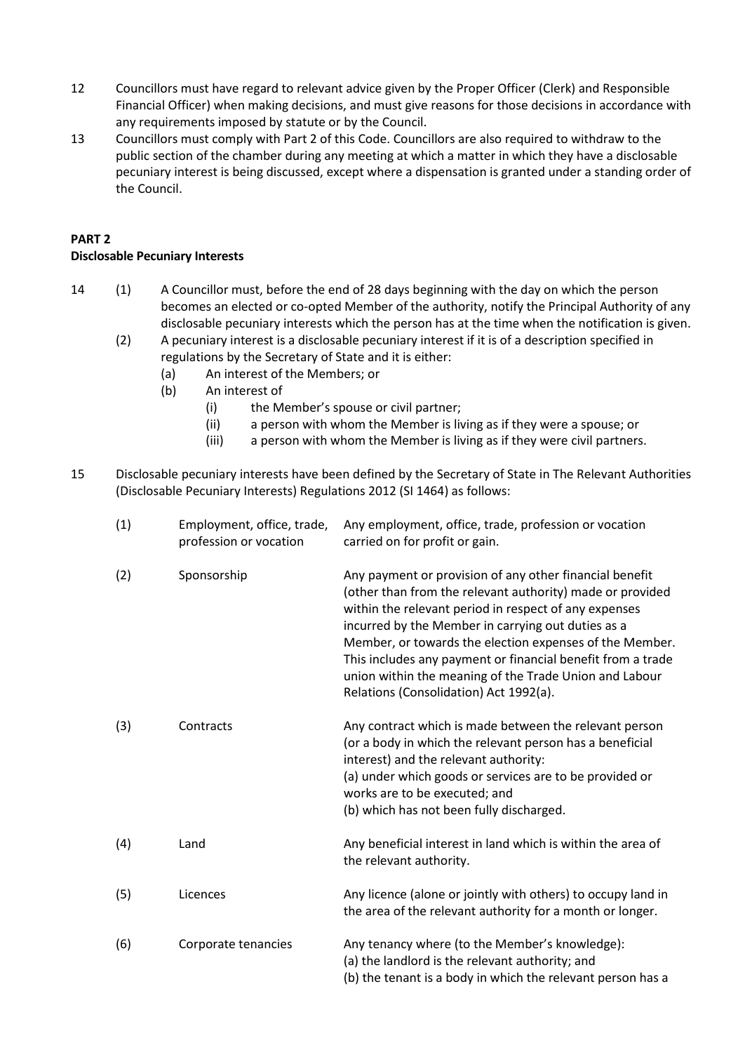12 Councillors must have regard to relevant advice given by the Proper Officer (Clerk) and Responsible Financial Officer) when making decisions, and must give reasons for those decisions in accordance with any requirements imposed by statute or by the Council.

13 Councillors must comply with Part 2 of this Code. Councillors are also required to withdraw to the public section of the chamber during any meeting at which a matter in which they have a disclosable pecuniary interest is being discussed, except where a dispensation is granted under a standing order of the Council.

**PART 2**
**Disclosable Pecuniary Interests**

14 (1) A Councillor must, before the end of 28 days beginning with the day on which the person becomes an elected or co-opted Member of the authority, notify the Principal Authority of any disclosable pecuniary interests which the person has at the time when the notification is given.

(2) A pecuniary interest is a disclosable pecuniary interest if it is of a description specified in regulations by the Secretary of State and it is either:

- (a) An interest of the Members; or
- (b) An interest of
  - (i) the Member's spouse or civil partner;
  - (ii) a person with whom the Member is living as if they were a spouse; or
  - (iii) a person with whom the Member is living as if they were civil partners.

15 Disclosable pecuniary interests have been defined by the Secretary of State in The Relevant Authorities (Disclosable Pecuniary Interests) Regulations 2012 (SI 1464) as follows:

| | | |
|---|---|---|
| (1) | Employment, office, trade, profession or vocation | Any employment, office, trade, profession or vocation carried on for profit or gain. |
| (2) | Sponsorship | Any payment or provision of any other financial benefit (other than from the relevant authority) made or provided within the relevant period in respect of any expenses incurred by the Member in carrying out duties as a Member, or towards the election expenses of the Member. This includes any payment or financial benefit from a trade union within the meaning of the Trade Union and Labour Relations (Consolidation) Act 1992(a). |
| (3) | Contracts | Any contract which is made between the relevant person (or a body in which the relevant person has a beneficial interest) and the relevant authority:<br>(a) under which goods or services are to be provided or works are to be executed; and<br>(b) which has not been fully discharged. |
| (4) | Land | Any beneficial interest in land which is within the area of the relevant authority. |
| (5) | Licences | Any licence (alone or jointly with others) to occupy land in the area of the relevant authority for a month or longer. |
| (6) | Corporate tenancies | Any tenancy where (to the Member's knowledge):<br>(a) the landlord is the relevant authority; and<br>(b) the tenant is a body in which the relevant person has a |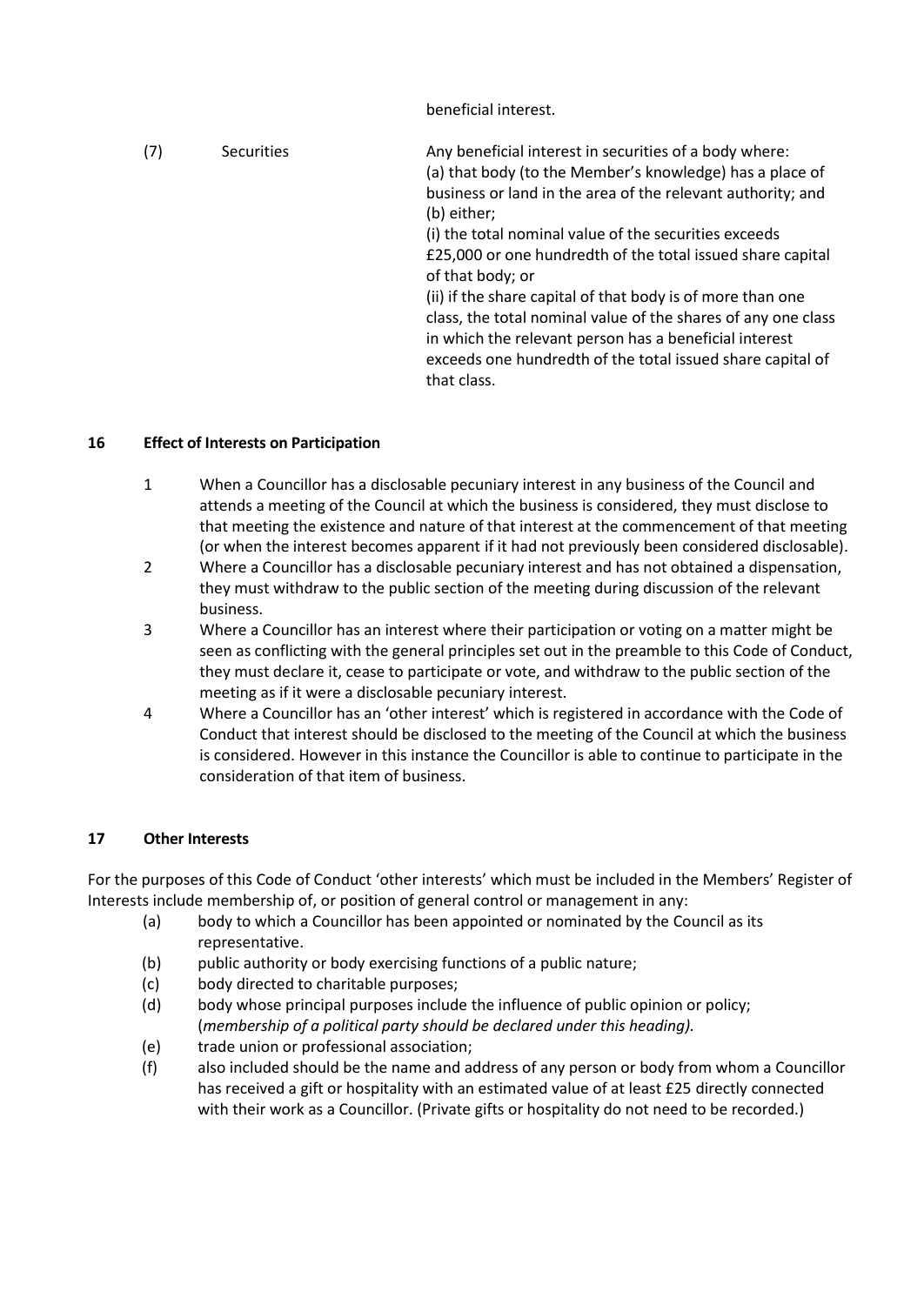| | | beneficial interest. |
|---|---|---|
| (7) | Securities | Any beneficial interest in securities of a body where:<br>(a) that body (to the Member's knowledge) has a place of business or land in the area of the relevant authority; and<br>(b) either;<br>(i) the total nominal value of the securities exceeds £25,000 or one hundredth of the total issued share capital of that body; or<br>(ii) if the share capital of that body is of more than one class, the total nominal value of the shares of any one class in which the relevant person has a beneficial interest exceeds one hundredth of the total issued share capital of that class. |

## 16 Effect of Interests on Participation

1. When a Councillor has a disclosable pecuniary interest in any business of the Council and attends a meeting of the Council at which the business is considered, they must disclose to that meeting the existence and nature of that interest at the commencement of that meeting (or when the interest becomes apparent if it had not previously been considered disclosable).
2. Where a Councillor has a disclosable pecuniary interest and has not obtained a dispensation, they must withdraw to the public section of the meeting during discussion of the relevant business.
3. Where a Councillor has an interest where their participation or voting on a matter might be seen as conflicting with the general principles set out in the preamble to this Code of Conduct, they must declare it, cease to participate or vote, and withdraw to the public section of the meeting as if it were a disclosable pecuniary interest.
4. Where a Councillor has an 'other interest' which is registered in accordance with the Code of Conduct that interest should be disclosed to the meeting of the Council at which the business is considered. However in this instance the Councillor is able to continue to participate in the consideration of that item of business.

## 17 Other Interests

For the purposes of this Code of Conduct 'other interests' which must be included in the Members' Register of Interests include membership of, or position of general control or management in any:

- (a) body to which a Councillor has been appointed or nominated by the Council as its representative.
- (b) public authority or body exercising functions of a public nature;
- (c) body directed to charitable purposes;
- (d) body whose principal purposes include the influence of public opinion or policy; (*membership of a political party should be declared under this heading).*
- (e) trade union or professional association;
- (f) also included should be the name and address of any person or body from whom a Councillor has received a gift or hospitality with an estimated value of at least £25 directly connected with their work as a Councillor. (Private gifts or hospitality do not need to be recorded.)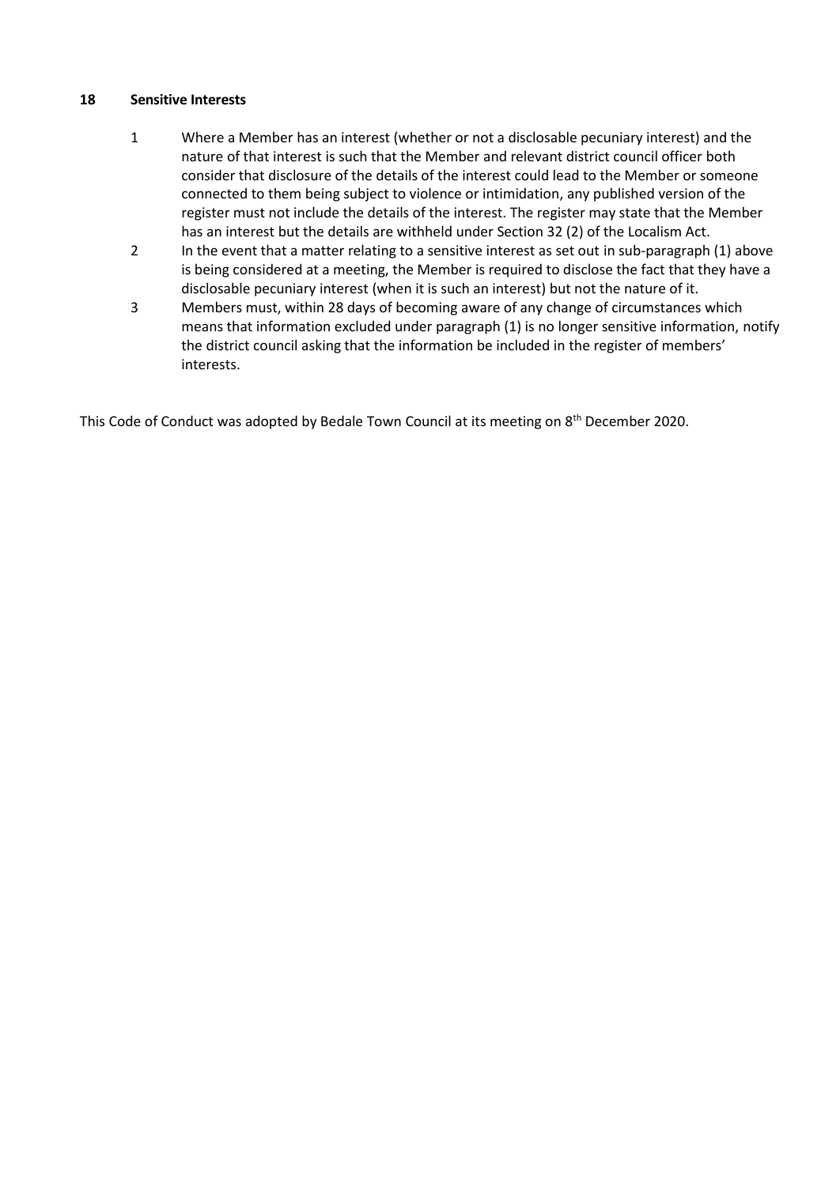## 18 Sensitive Interests

1. Where a Member has an interest (whether or not a disclosable pecuniary interest) and the nature of that interest is such that the Member and relevant district council officer both consider that disclosure of the details of the interest could lead to the Member or someone connected to them being subject to violence or intimidation, any published version of the register must not include the details of the interest. The register may state that the Member has an interest but the details are withheld under Section 32 (2) of the Localism Act.
2. In the event that a matter relating to a sensitive interest as set out in sub-paragraph (1) above is being considered at a meeting, the Member is required to disclose the fact that they have a disclosable pecuniary interest (when it is such an interest) but not the nature of it.
3. Members must, within 28 days of becoming aware of any change of circumstances which means that information excluded under paragraph (1) is no longer sensitive information, notify the district council asking that the information be included in the register of members' interests.

This Code of Conduct was adopted by Bedale Town Council at its meeting on 8th December 2020.